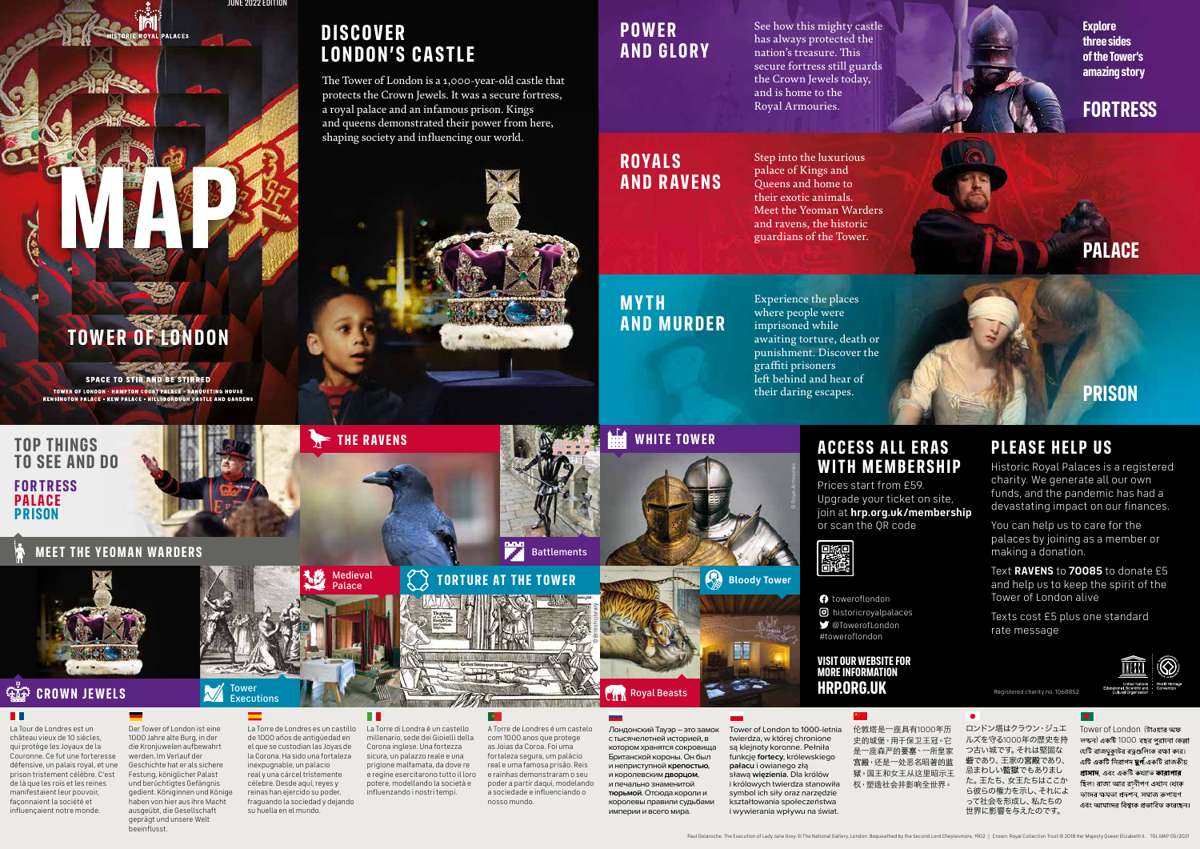JUNE 2022 EDITION

HISTORIC ROYAL PALACES

# MAP

## TOWER OF LONDON

SPACE TO STIR AND BE STIRRED

TOWER OF LONDON · HAMPTON COURT PALACE · BANQUETING HOUSE
KENSINGTON PALACE · KEW PALACE · HILLSBOROUGH CASTLE AND GARDENS

# DISCOVER LONDON'S CASTLE

The Tower of London is a 1,000-year-old castle that protects the Crown Jewels. It was a secure fortress, a royal palace and an infamous prison. Kings and queens demonstrated their power from here, shaping society and influencing our world.

Explore three sides of the Tower's amazing story

## POWER AND GLORY

See how this mighty castle has always protected the nation's treasure. This secure fortress still guards the Crown Jewels today, and is home to the Royal Armouries.

**FORTRESS**

## ROYALS AND RAVENS

Step into the luxurious palace of Kings and Queens and home to their exotic animals. Meet the Yeoman Warders and ravens, the historic guardians of the Tower.

**PALACE**

## MYTH AND MURDER

Experience the places where people were imprisoned while awaiting torture, death or punishment. Discover the graffiti prisoners left behind and hear of their daring escapes.

**PRISON**

## TOP THINGS TO SEE AND DO

**FORTRESS**
**PALACE**
**PRISON**

- MEET THE YEOMAN WARDERS
- CROWN JEWELS
- Tower Executions
- THE RAVENS
- Battlements
- Medieval Palace
- TORTURE AT THE TOWER
- WHITE TOWER
- Bloody Tower
- Royal Beasts

© Royal Armouries

© British Library

## ACCESS ALL ERAS WITH MEMBERSHIP

Prices start from £59. Upgrade your ticket on site, join at **hrp.org.uk/membership** or scan the QR code

toweroflondon
historicroyalpalaces
@ToweroflondonR
#toweroflondon

**VISIT OUR WEBSITE FOR MORE INFORMATION**
**HRP.ORG.UK**

## PLEASE HELP US

Historic Royal Palaces is a registered charity. We generate all our own funds, and the pandemic has had a devastating impact on our finances.

You can help us to care for the palaces by joining as a member or making a donation.

Text **RAVENS** to **70085** to donate £5 and help us to keep the spirit of the Tower of London alive

Texts cost £5 plus one standard rate message

Registered charity no. 1068852

United Nations Educational, Scientific and Cultural Organization · World Heritage Convention

La Tour de Londres est un château vieux de 10 siècles, qui protège les Joyaux de la Couronne. Ce fut une forteresse défensive, un palais royal, et une prison tristement célèbre. C'est de là que les rois et les reines manifestaient leur pouvoir, façonnaient la société et influençaient notre monde.

Der Tower of London ist eine 1000 Jahre alte Burg, in der die Kronjuwelen aufbewahrt werden. Im Verlauf der Geschichte hat er als sichere Festung, königlicher Palast und berüchtigtes Gefängnis gedient. Königinnen und Könige haben von hier aus ihre Macht ausgeübt, die Gesellschaft geprägt und unsere Welt beeinflusst.

La Torre de Londres es un castillo de 1000 años de antigüedad en el que se custodian las Joyas de la Corona. Ha sido una fortaleza inexpugnable, un palacio real y una cárcel tristemente célebre. Desde aquí, reyes y reinas han ejercido su poder, fraguando la sociedad y dejando su huella en el mundo.

La Torre di Londra è un castello millenario, sede dei Gioielli della Corona inglese. Una fortezza sicura, un palazzo reale e una prigione malfamata, da dove re e regine esercitarono tutto il loro potere, modellando la società e influenzando i nostri tempi.

A Torre de Londres é um castelo com 1000 anos que protege as Jóias da Coroa. Foi uma fortaleza segura, um palácio real e uma famosa prisão. Reis e rainhas demonstraram o seu poder a partir daqui, modelando a sociedade e influenciando o nosso mundo.

Лондонский Тауэр – это замок с тысячелетней историей, в котором хранятся сокровища Британской короны. Он был и неприступной **крепостью**, и королевским **дворцом**, и печально знаменитой **тюрьмой**. Отсюда короли и королевы правили судьбами империи и всего мира.

Tower of London to 1000-letnia twierdza, w której chronione są klejnoty koronne. Pełniła funkcję **fortecy**, królewskiego **pałacu** i owianego złą sławą **więzienia**. Dla królów i królowych twierdza stanowiła symbol ich siły oraz narzędzie kształtowania społeczeństwa i wywierania wpływu na świat.

伦敦塔是一座具有1000年历史的城堡，用于保卫王冠。它是一座森严的**要塞**、一所皇家**宫殿**，还是一处恶名昭著的**监狱**。国王和女王从这里昭示王权，塑造社会并影响全世界。

ロンドン塔はクラウン・ジュエルズを守る1000年の歴史を持つ古い城です。それは堅固な**砦**であり、王家の**宮殿**であり、忌まわしい**監獄**でもありました。王たち、女王たちはここから彼らの権力を示し、それによって社会を形成し、私たちの世界に影響を与えたのです。

Tower of London (টাওয়ার অফ লন্ডন) একটি 1000 বছর পুরানো কেল্লা যেটি রাজমুকুটের রত্নগুলিকে রক্ষা করে। এটি একটি নিরাপদ **দুর্গ**,একটি রাজকীয় **প্রাসাদ**, এবং একটি কুখ্যাত **কারাগার** ছিল। রাজা আর রাণীগণ এখান থেকে তাদের ক্ষমতা প্রদর্শন, সমাজ রূপায়ণ এবং আমাদের বিশ্বকে প্রভাবিত করতেন।

Paul Delaroche. The Execution of Lady Jane Grey. © The National Gallery, London. Bequeathed by the Second Lord Cheylesmore, 1902 | Crown: Royal Collection Trust © 2018 Her Majesty Queen Elizabeth II. TOL MAP 05/2021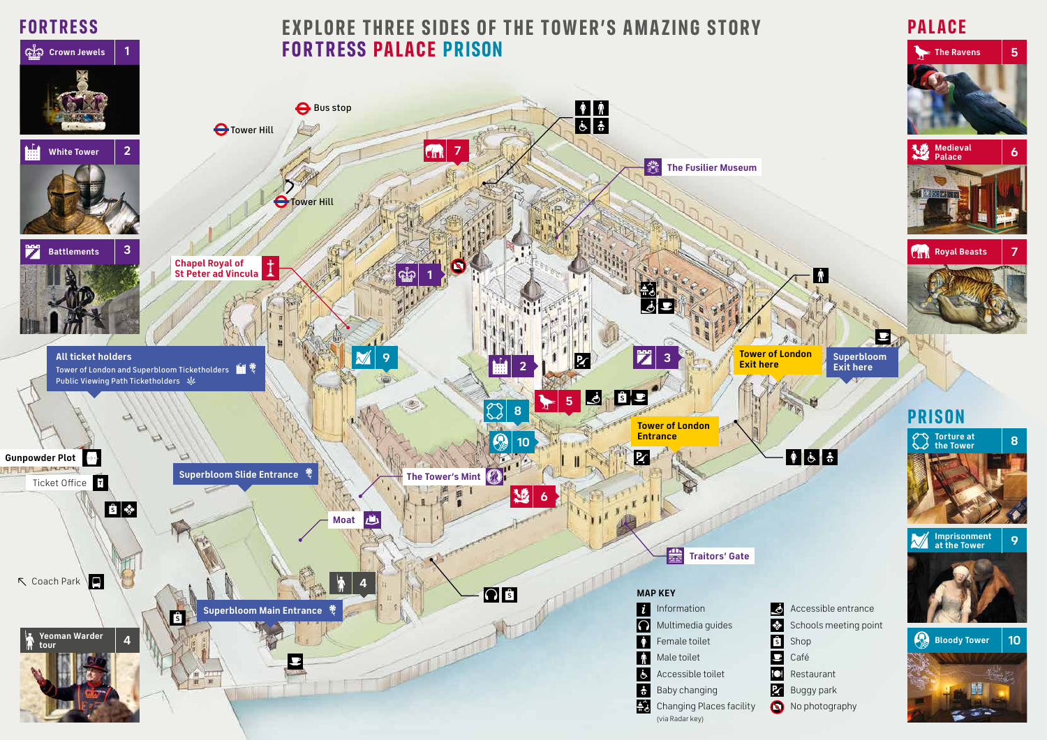# EXPLORE THREE SIDES OF THE TOWER'S AMAZING STORY

## FORTRESS PALACE PRISON

## FORTRESS

- Crown Jewels 1
- White Tower 2
- Battlements 3
- Yeoman Warder tour 4

## PALACE

- The Ravens 5
- Medieval Palace 6
- Royal Beasts 7

## PRISON

- Torture at the Tower 8
- Imprisonment at the Tower 9
- Bloody Tower 10

Bus stop

Tower Hill

Tower Hill

The Fusilier Museum

Chapel Royal of St Peter ad Vincula

**All ticket holders**
Tower of London and Superbloom Ticketholders
Public Viewing Path Ticketholders

Tower of London Exit here

Superbloom Exit here

Tower of London Entrance

Gunpowder Plot

Ticket Office

Superbloom Slide Entrance

The Tower's Mint

Moat

Coach Park

Superbloom Main Entrance

Traitors' Gate

### MAP KEY

- Information
- Multimedia guides
- Female toilet
- Male toilet
- Accessible toilet
- Baby changing
- Changing Places facility (via Radar key)
- Accessible entrance
- Schools meeting point
- Shop
- Café
- Restaurant
- Buggy park
- No photography